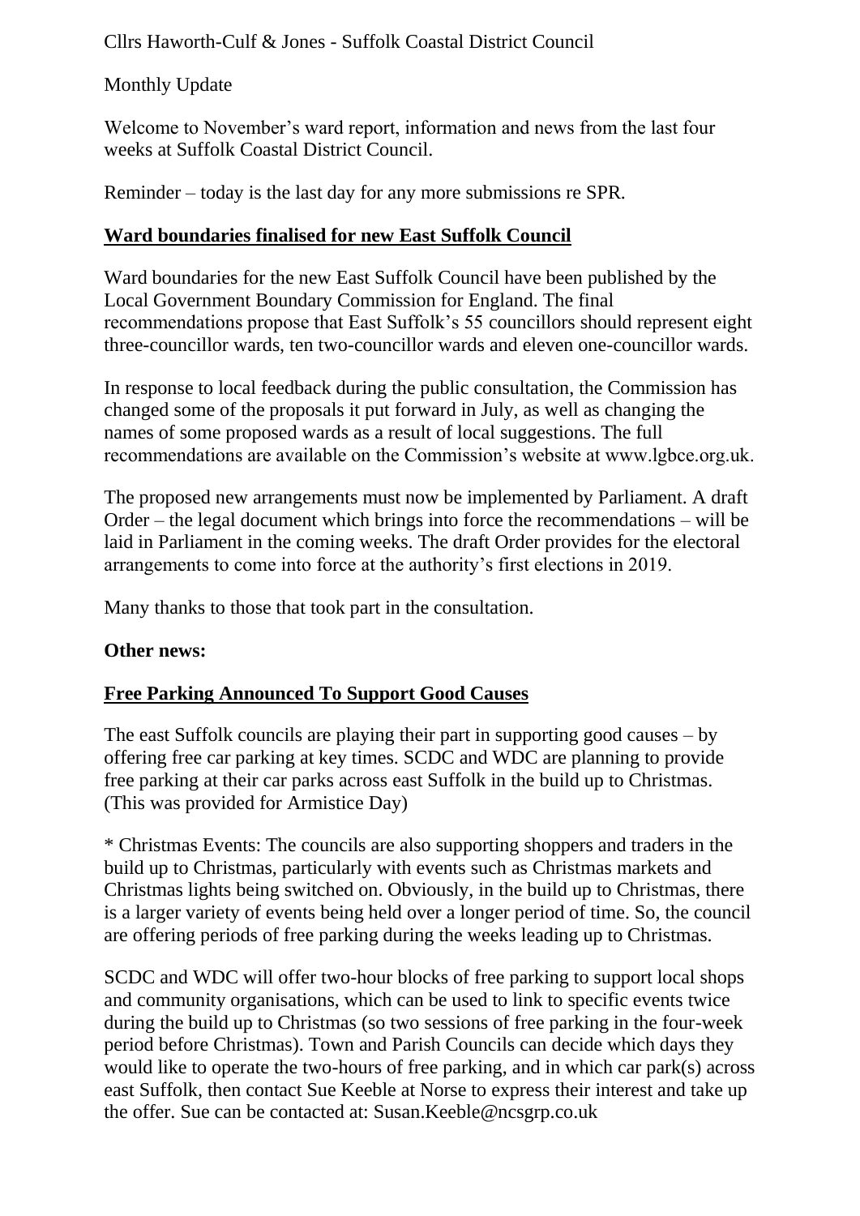Cllrs Haworth-Culf & Jones - Suffolk Coastal District Council

Monthly Update

Welcome to November's ward report, information and news from the last four weeks at Suffolk Coastal District Council.

Reminder – today is the last day for any more submissions re SPR.

## Ward boundaries finalised for new East Suffolk Council

Ward boundaries for the new East Suffolk Council have been published by the Local Government Boundary Commission for England. The final recommendations propose that East Suffolk's 55 councillors should represent eight three-councillor wards, ten two-councillor wards and eleven one-councillor wards.

In response to local feedback during the public consultation, the Commission has changed some of the proposals it put forward in July, as well as changing the names of some proposed wards as a result of local suggestions. The full recommendations are available on the Commission's website at www.lgbce.org.uk.

The proposed new arrangements must now be implemented by Parliament. A draft Order – the legal document which brings into force the recommendations – will be laid in Parliament in the coming weeks. The draft Order provides for the electoral arrangements to come into force at the authority's first elections in 2019.

Many thanks to those that took part in the consultation.

**Other news:**

## Free Parking Announced To Support Good Causes

The east Suffolk councils are playing their part in supporting good causes – by offering free car parking at key times. SCDC and WDC are planning to provide free parking at their car parks across east Suffolk in the build up to Christmas. (This was provided for Armistice Day)

* Christmas Events: The councils are also supporting shoppers and traders in the build up to Christmas, particularly with events such as Christmas markets and Christmas lights being switched on. Obviously, in the build up to Christmas, there is a larger variety of events being held over a longer period of time. So, the council are offering periods of free parking during the weeks leading up to Christmas.

SCDC and WDC will offer two-hour blocks of free parking to support local shops and community organisations, which can be used to link to specific events twice during the build up to Christmas (so two sessions of free parking in the four-week period before Christmas). Town and Parish Councils can decide which days they would like to operate the two-hours of free parking, and in which car park(s) across east Suffolk, then contact Sue Keeble at Norse to express their interest and take up the offer. Sue can be contacted at: Susan.Keeble@ncsgrp.co.uk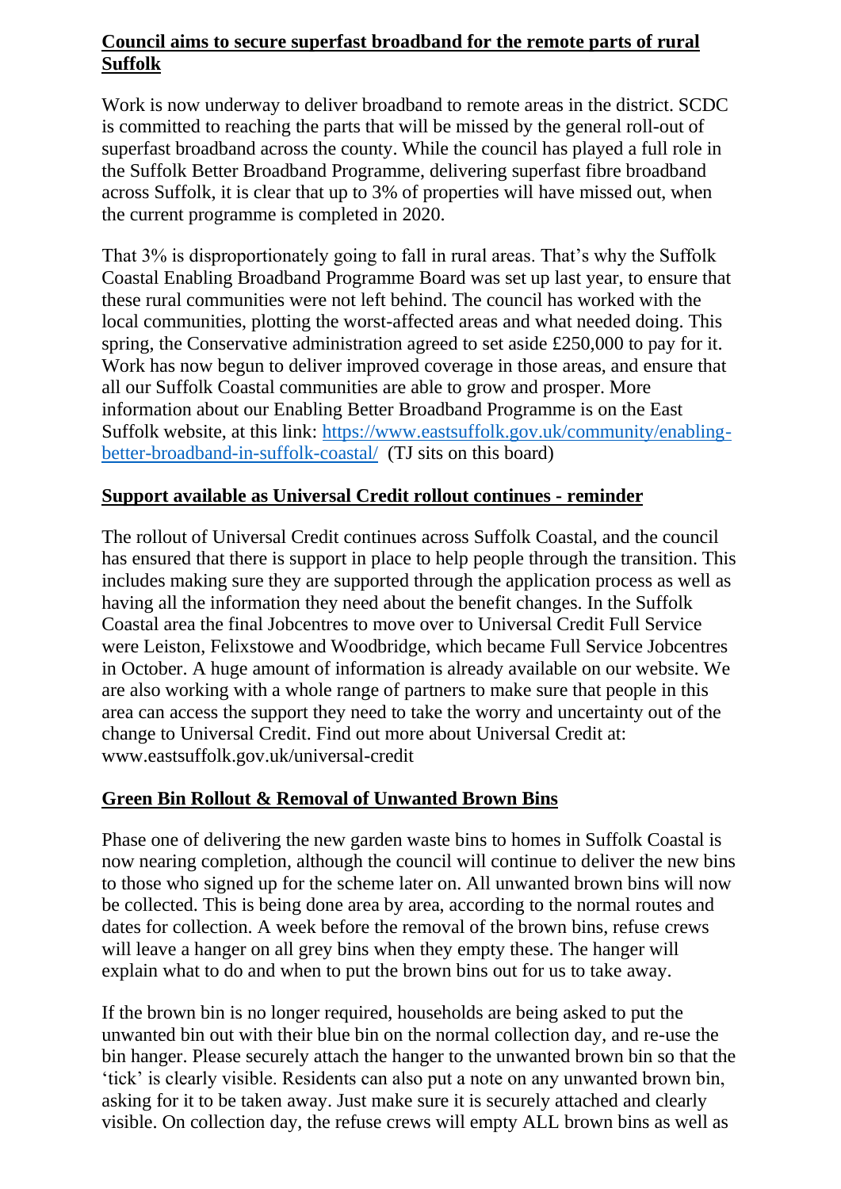**Council aims to secure superfast broadband for the remote parts of rural Suffolk**

Work is now underway to deliver broadband to remote areas in the district. SCDC is committed to reaching the parts that will be missed by the general roll-out of superfast broadband across the county. While the council has played a full role in the Suffolk Better Broadband Programme, delivering superfast fibre broadband across Suffolk, it is clear that up to 3% of properties will have missed out, when the current programme is completed in 2020.

That 3% is disproportionately going to fall in rural areas. That's why the Suffolk Coastal Enabling Broadband Programme Board was set up last year, to ensure that these rural communities were not left behind. The council has worked with the local communities, plotting the worst-affected areas and what needed doing. This spring, the Conservative administration agreed to set aside £250,000 to pay for it. Work has now begun to deliver improved coverage in those areas, and ensure that all our Suffolk Coastal communities are able to grow and prosper. More information about our Enabling Better Broadband Programme is on the East Suffolk website, at this link: https://www.eastsuffolk.gov.uk/community/enabling-better-broadband-in-suffolk-coastal/ (TJ sits on this board)

**Support available as Universal Credit rollout continues - reminder**

The rollout of Universal Credit continues across Suffolk Coastal, and the council has ensured that there is support in place to help people through the transition. This includes making sure they are supported through the application process as well as having all the information they need about the benefit changes. In the Suffolk Coastal area the final Jobcentres to move over to Universal Credit Full Service were Leiston, Felixstowe and Woodbridge, which became Full Service Jobcentres in October. A huge amount of information is already available on our website. We are also working with a whole range of partners to make sure that people in this area can access the support they need to take the worry and uncertainty out of the change to Universal Credit. Find out more about Universal Credit at: www.eastsuffolk.gov.uk/universal-credit

**Green Bin Rollout & Removal of Unwanted Brown Bins**

Phase one of delivering the new garden waste bins to homes in Suffolk Coastal is now nearing completion, although the council will continue to deliver the new bins to those who signed up for the scheme later on. All unwanted brown bins will now be collected. This is being done area by area, according to the normal routes and dates for collection. A week before the removal of the brown bins, refuse crews will leave a hanger on all grey bins when they empty these. The hanger will explain what to do and when to put the brown bins out for us to take away.

If the brown bin is no longer required, households are being asked to put the unwanted bin out with their blue bin on the normal collection day, and re-use the bin hanger. Please securely attach the hanger to the unwanted brown bin so that the 'tick' is clearly visible. Residents can also put a note on any unwanted brown bin, asking for it to be taken away. Just make sure it is securely attached and clearly visible. On collection day, the refuse crews will empty ALL brown bins as well as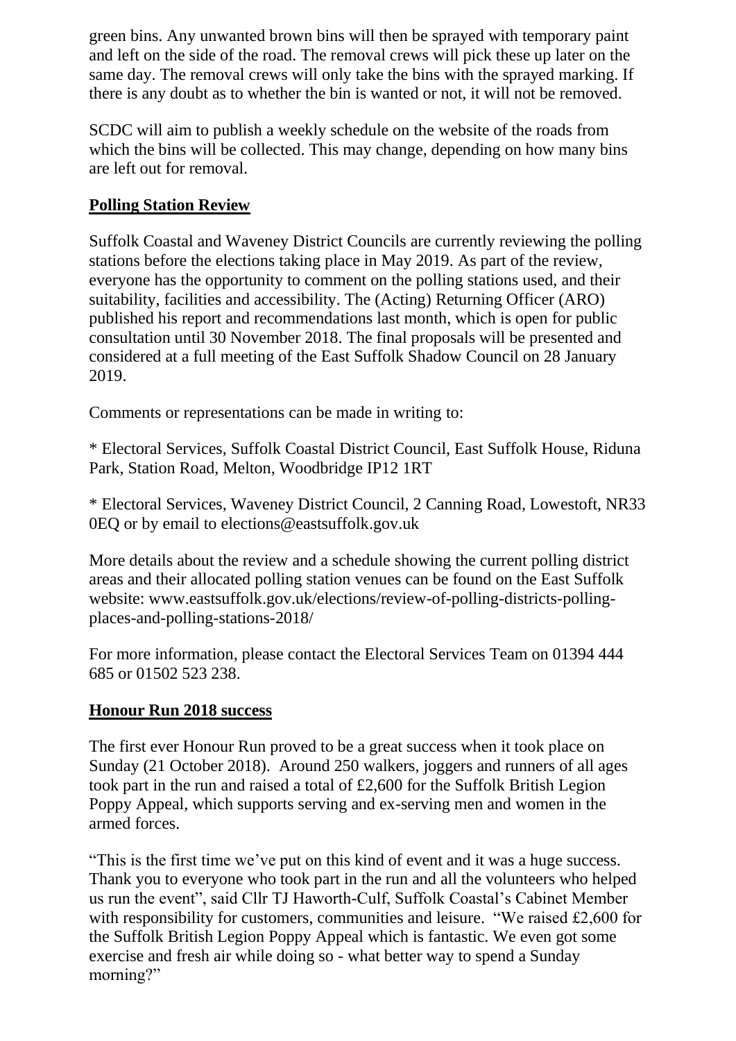green bins. Any unwanted brown bins will then be sprayed with temporary paint and left on the side of the road. The removal crews will pick these up later on the same day. The removal crews will only take the bins with the sprayed marking. If there is any doubt as to whether the bin is wanted or not, it will not be removed.

SCDC will aim to publish a weekly schedule on the website of the roads from which the bins will be collected. This may change, depending on how many bins are left out for removal.

**Polling Station Review**

Suffolk Coastal and Waveney District Councils are currently reviewing the polling stations before the elections taking place in May 2019. As part of the review, everyone has the opportunity to comment on the polling stations used, and their suitability, facilities and accessibility. The (Acting) Returning Officer (ARO) published his report and recommendations last month, which is open for public consultation until 30 November 2018. The final proposals will be presented and considered at a full meeting of the East Suffolk Shadow Council on 28 January 2019.

Comments or representations can be made in writing to:

* Electoral Services, Suffolk Coastal District Council, East Suffolk House, Riduna Park, Station Road, Melton, Woodbridge IP12 1RT

* Electoral Services, Waveney District Council, 2 Canning Road, Lowestoft, NR33 0EQ or by email to elections@eastsuffolk.gov.uk

More details about the review and a schedule showing the current polling district areas and their allocated polling station venues can be found on the East Suffolk website: www.eastsuffolk.gov.uk/elections/review-of-polling-districts-polling-places-and-polling-stations-2018/

For more information, please contact the Electoral Services Team on 01394 444 685 or 01502 523 238.

**Honour Run 2018 success**

The first ever Honour Run proved to be a great success when it took place on Sunday (21 October 2018). Around 250 walkers, joggers and runners of all ages took part in the run and raised a total of £2,600 for the Suffolk British Legion Poppy Appeal, which supports serving and ex-serving men and women in the armed forces.

"This is the first time we've put on this kind of event and it was a huge success. Thank you to everyone who took part in the run and all the volunteers who helped us run the event", said Cllr TJ Haworth-Culf, Suffolk Coastal's Cabinet Member with responsibility for customers, communities and leisure. "We raised £2,600 for the Suffolk British Legion Poppy Appeal which is fantastic. We even got some exercise and fresh air while doing so - what better way to spend a Sunday morning?"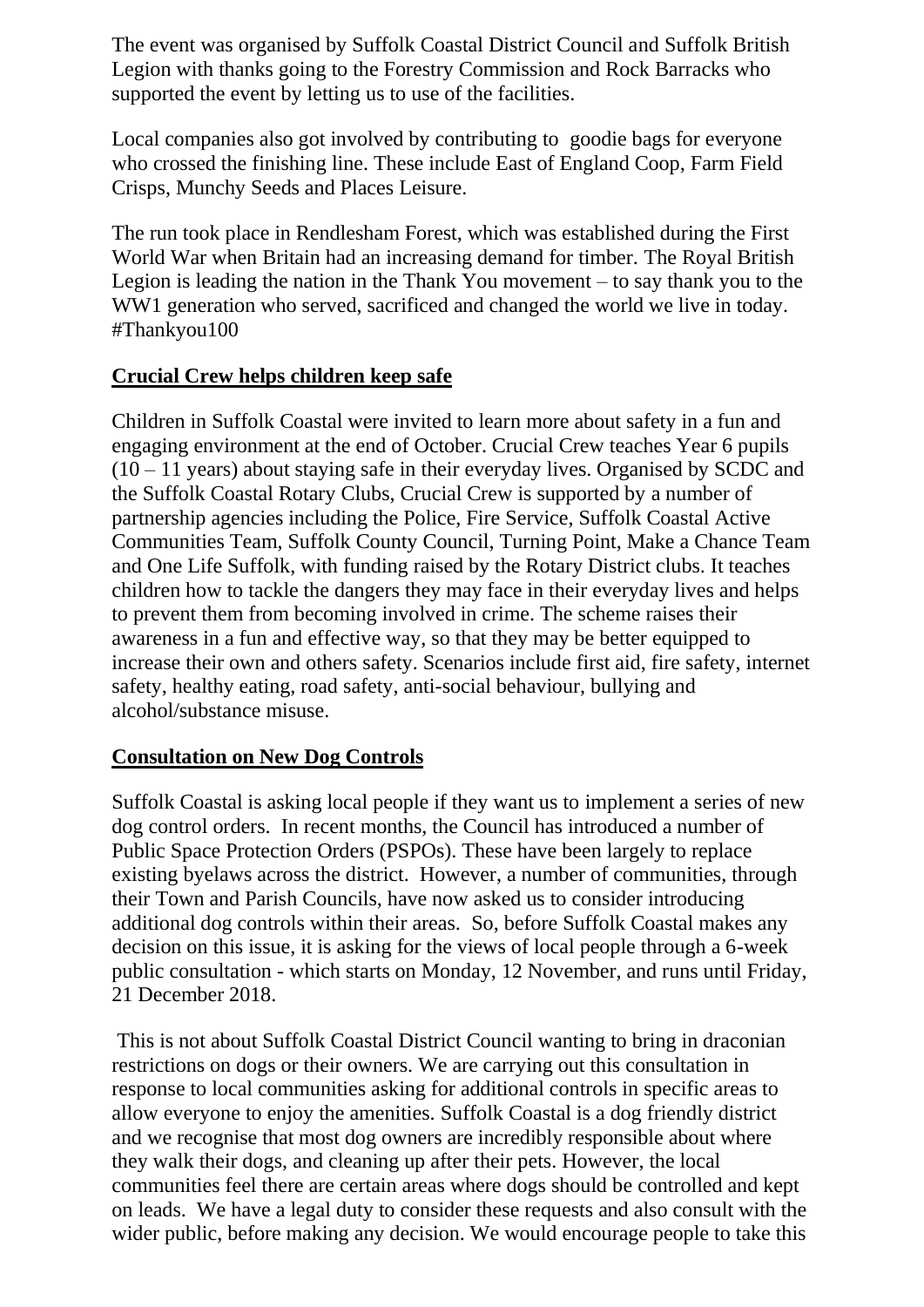The event was organised by Suffolk Coastal District Council and Suffolk British Legion with thanks going to the Forestry Commission and Rock Barracks who supported the event by letting us to use of the facilities.

Local companies also got involved by contributing to goodie bags for everyone who crossed the finishing line. These include East of England Coop, Farm Field Crisps, Munchy Seeds and Places Leisure.

The run took place in Rendlesham Forest, which was established during the First World War when Britain had an increasing demand for timber. The Royal British Legion is leading the nation in the Thank You movement – to say thank you to the WW1 generation who served, sacrificed and changed the world we live in today. #Thankyou100

## Crucial Crew helps children keep safe

Children in Suffolk Coastal were invited to learn more about safety in a fun and engaging environment at the end of October. Crucial Crew teaches Year 6 pupils (10 – 11 years) about staying safe in their everyday lives. Organised by SCDC and the Suffolk Coastal Rotary Clubs, Crucial Crew is supported by a number of partnership agencies including the Police, Fire Service, Suffolk Coastal Active Communities Team, Suffolk County Council, Turning Point, Make a Chance Team and One Life Suffolk, with funding raised by the Rotary District clubs. It teaches children how to tackle the dangers they may face in their everyday lives and helps to prevent them from becoming involved in crime. The scheme raises their awareness in a fun and effective way, so that they may be better equipped to increase their own and others safety. Scenarios include first aid, fire safety, internet safety, healthy eating, road safety, anti-social behaviour, bullying and alcohol/substance misuse.

## Consultation on New Dog Controls

Suffolk Coastal is asking local people if they want us to implement a series of new dog control orders. In recent months, the Council has introduced a number of Public Space Protection Orders (PSPOs). These have been largely to replace existing byelaws across the district. However, a number of communities, through their Town and Parish Councils, have now asked us to consider introducing additional dog controls within their areas. So, before Suffolk Coastal makes any decision on this issue, it is asking for the views of local people through a 6-week public consultation - which starts on Monday, 12 November, and runs until Friday, 21 December 2018.

This is not about Suffolk Coastal District Council wanting to bring in draconian restrictions on dogs or their owners. We are carrying out this consultation in response to local communities asking for additional controls in specific areas to allow everyone to enjoy the amenities. Suffolk Coastal is a dog friendly district and we recognise that most dog owners are incredibly responsible about where they walk their dogs, and cleaning up after their pets. However, the local communities feel there are certain areas where dogs should be controlled and kept on leads. We have a legal duty to consider these requests and also consult with the wider public, before making any decision. We would encourage people to take this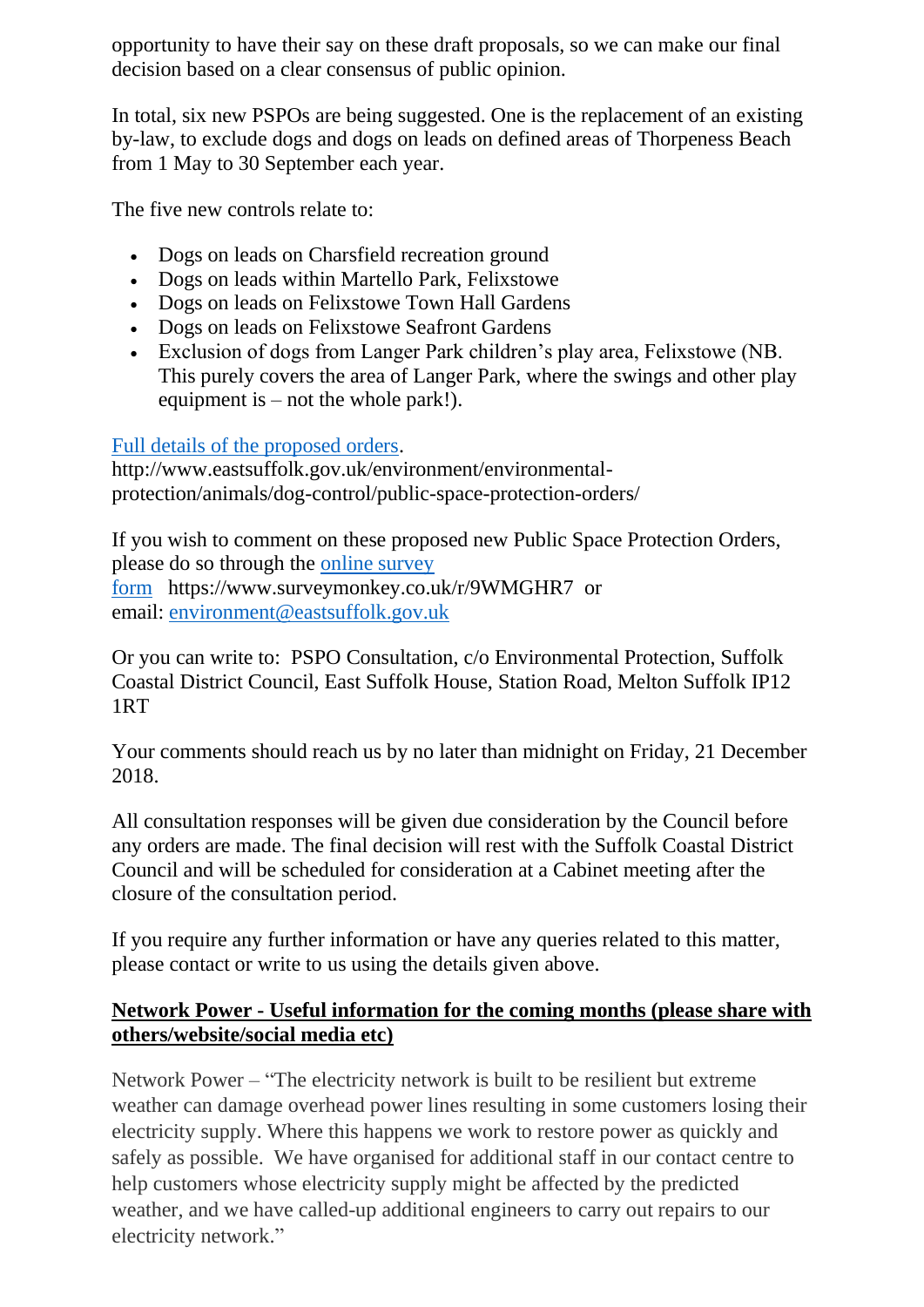opportunity to have their say on these draft proposals, so we can make our final decision based on a clear consensus of public opinion.

In total, six new PSPOs are being suggested. One is the replacement of an existing by-law, to exclude dogs and dogs on leads on defined areas of Thorpeness Beach from 1 May to 30 September each year.

The five new controls relate to:

- Dogs on leads on Charsfield recreation ground
- Dogs on leads within Martello Park, Felixstowe
- Dogs on leads on Felixstowe Town Hall Gardens
- Dogs on leads on Felixstowe Seafront Gardens
- Exclusion of dogs from Langer Park children's play area, Felixstowe (NB. This purely covers the area of Langer Park, where the swings and other play equipment is – not the whole park!).

[Full details of the proposed orders](http://www.eastsuffolk.gov.uk/environment/environmental-protection/animals/dog-control/public-space-protection-orders/).
http://www.eastsuffolk.gov.uk/environment/environmental-protection/animals/dog-control/public-space-protection-orders/

If you wish to comment on these proposed new Public Space Protection Orders, please do so through the [online survey form](https://www.surveymonkey.co.uk/r/9WMGHR7) https://www.surveymonkey.co.uk/r/9WMGHR7 or email: [environment@eastsuffolk.gov.uk](mailto:environment@eastsuffolk.gov.uk)

Or you can write to: PSPO Consultation, c/o Environmental Protection, Suffolk Coastal District Council, East Suffolk House, Station Road, Melton Suffolk IP12 1RT

Your comments should reach us by no later than midnight on Friday, 21 December 2018.

All consultation responses will be given due consideration by the Council before any orders are made. The final decision will rest with the Suffolk Coastal District Council and will be scheduled for consideration at a Cabinet meeting after the closure of the consultation period.

If you require any further information or have any queries related to this matter, please contact or write to us using the details given above.

**Network Power - Useful information for the coming months (please share with others/website/social media etc)**

Network Power – "The electricity network is built to be resilient but extreme weather can damage overhead power lines resulting in some customers losing their electricity supply. Where this happens we work to restore power as quickly and safely as possible. We have organised for additional staff in our contact centre to help customers whose electricity supply might be affected by the predicted weather, and we have called-up additional engineers to carry out repairs to our electricity network."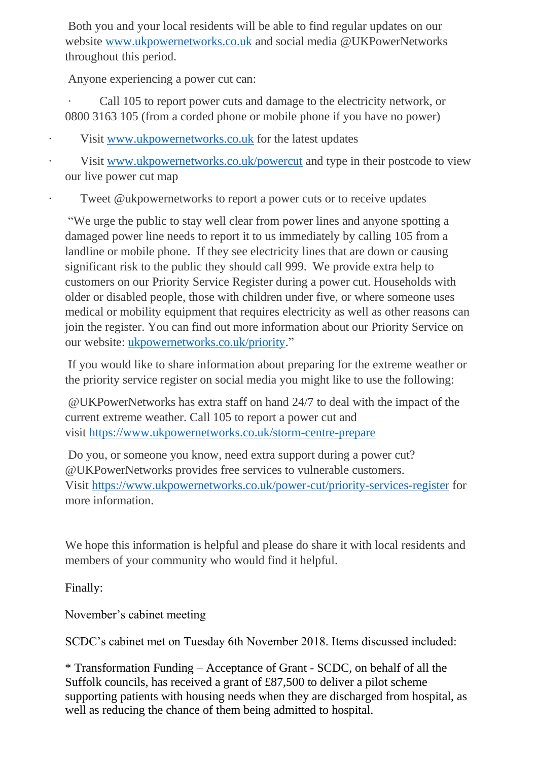Both you and your local residents will be able to find regular updates on our website www.ukpowernetworks.co.uk and social media @UKPowerNetworks throughout this period.

Anyone experiencing a power cut can:

- Call 105 to report power cuts and damage to the electricity network, or 0800 3163 105 (from a corded phone or mobile phone if you have no power)
- Visit www.ukpowernetworks.co.uk for the latest updates
- Visit www.ukpowernetworks.co.uk/powercut and type in their postcode to view our live power cut map
- Tweet @ukpowernetworks to report a power cuts or to receive updates

"We urge the public to stay well clear from power lines and anyone spotting a damaged power line needs to report it to us immediately by calling 105 from a landline or mobile phone. If they see electricity lines that are down or causing significant risk to the public they should call 999. We provide extra help to customers on our Priority Service Register during a power cut. Households with older or disabled people, those with children under five, or where someone uses medical or mobility equipment that requires electricity as well as other reasons can join the register. You can find out more information about our Priority Service on our website: ukpowernetworks.co.uk/priority."

If you would like to share information about preparing for the extreme weather or the priority service register on social media you might like to use the following:

@UKPowerNetworks has extra staff on hand 24/7 to deal with the impact of the current extreme weather. Call 105 to report a power cut and visit https://www.ukpowernetworks.co.uk/storm-centre-prepare

Do you, or someone you know, need extra support during a power cut? @UKPowerNetworks provides free services to vulnerable customers. Visit https://www.ukpowernetworks.co.uk/power-cut/priority-services-register for more information.

We hope this information is helpful and please do share it with local residents and members of your community who would find it helpful.

Finally:

November's cabinet meeting

SCDC's cabinet met on Tuesday 6th November 2018. Items discussed included:

* Transformation Funding – Acceptance of Grant - SCDC, on behalf of all the Suffolk councils, has received a grant of £87,500 to deliver a pilot scheme supporting patients with housing needs when they are discharged from hospital, as well as reducing the chance of them being admitted to hospital.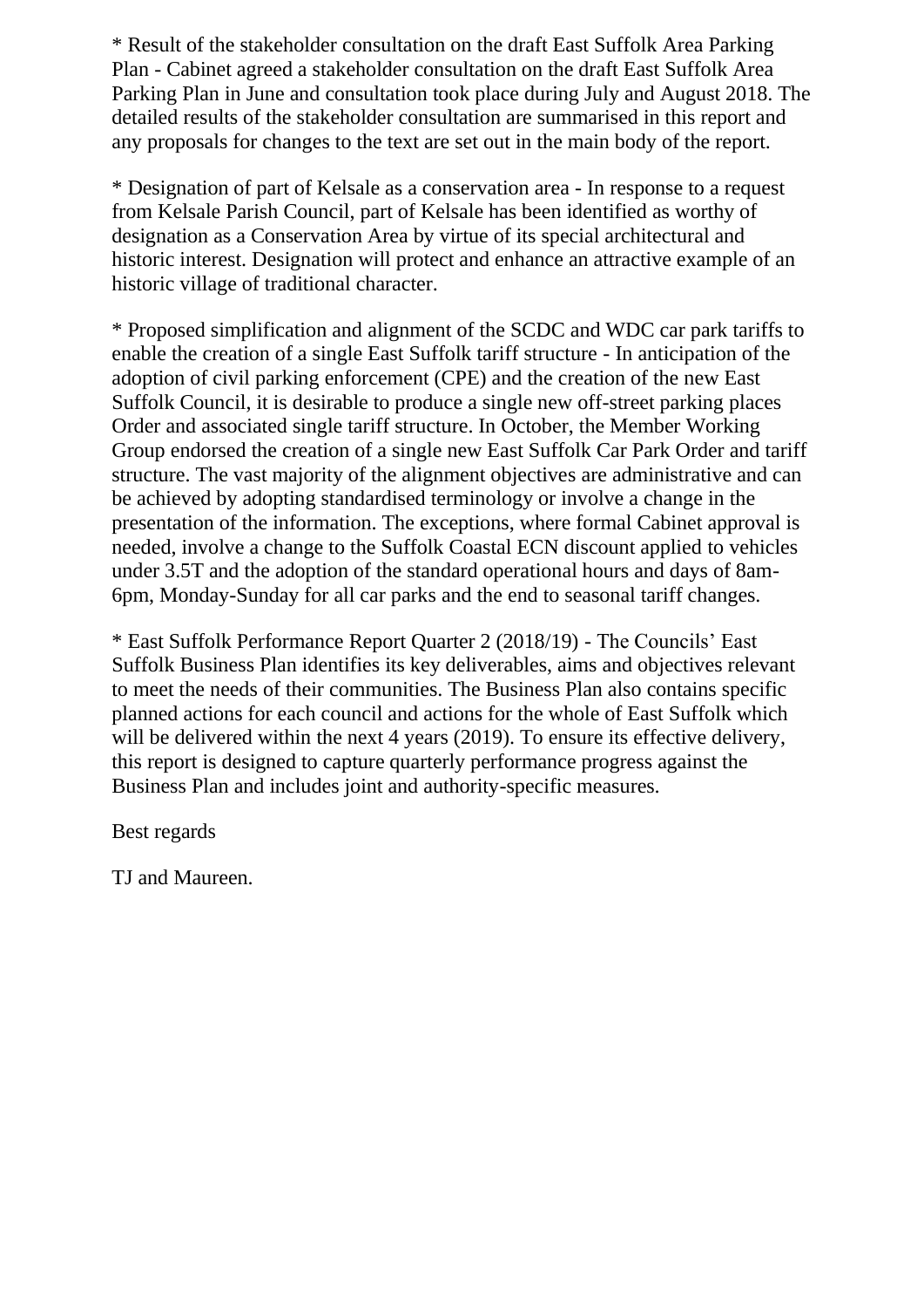* Result of the stakeholder consultation on the draft East Suffolk Area Parking Plan - Cabinet agreed a stakeholder consultation on the draft East Suffolk Area Parking Plan in June and consultation took place during July and August 2018. The detailed results of the stakeholder consultation are summarised in this report and any proposals for changes to the text are set out in the main body of the report.

* Designation of part of Kelsale as a conservation area - In response to a request from Kelsale Parish Council, part of Kelsale has been identified as worthy of designation as a Conservation Area by virtue of its special architectural and historic interest. Designation will protect and enhance an attractive example of an historic village of traditional character.

* Proposed simplification and alignment of the SCDC and WDC car park tariffs to enable the creation of a single East Suffolk tariff structure - In anticipation of the adoption of civil parking enforcement (CPE) and the creation of the new East Suffolk Council, it is desirable to produce a single new off-street parking places Order and associated single tariff structure. In October, the Member Working Group endorsed the creation of a single new East Suffolk Car Park Order and tariff structure. The vast majority of the alignment objectives are administrative and can be achieved by adopting standardised terminology or involve a change in the presentation of the information. The exceptions, where formal Cabinet approval is needed, involve a change to the Suffolk Coastal ECN discount applied to vehicles under 3.5T and the adoption of the standard operational hours and days of 8am-6pm, Monday-Sunday for all car parks and the end to seasonal tariff changes.

* East Suffolk Performance Report Quarter 2 (2018/19) - The Councils' East Suffolk Business Plan identifies its key deliverables, aims and objectives relevant to meet the needs of their communities. The Business Plan also contains specific planned actions for each council and actions for the whole of East Suffolk which will be delivered within the next 4 years (2019). To ensure its effective delivery, this report is designed to capture quarterly performance progress against the Business Plan and includes joint and authority-specific measures.

Best regards

TJ and Maureen.